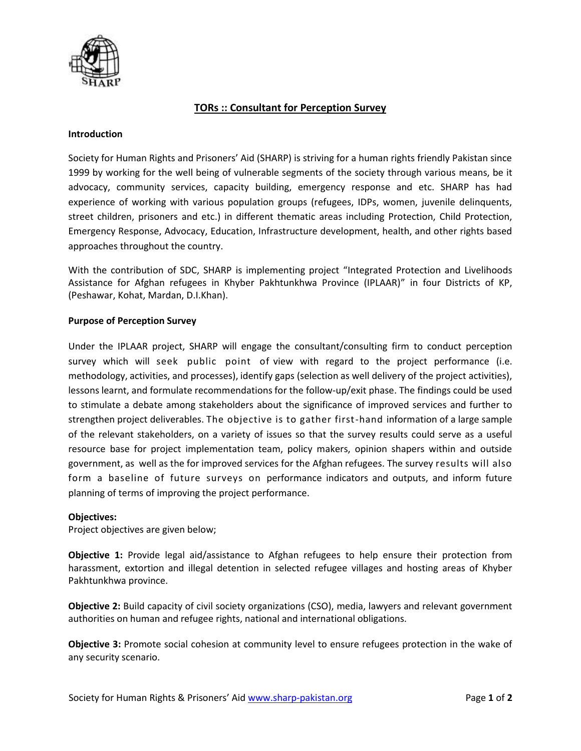# TORs :: Consultant for Perception Survey

**Introduction**

Society for Human Rights and Prisoners' Aid (SHARP) is striving for a human rights friendly Pakistan since 1999 by working for the well being of vulnerable segments of the society through various means, be it advocacy, community services, capacity building, emergency response and etc. SHARP has had experience of working with various population groups (refugees, IDPs, women, juvenile delinquents, street children, prisoners and etc.) in different thematic areas including Protection, Child Protection, Emergency Response, Advocacy, Education, Infrastructure development, health, and other rights based approaches throughout the country.

With the contribution of SDC, SHARP is implementing project "Integrated Protection and Livelihoods Assistance for Afghan refugees in Khyber Pakhtunkhwa Province (IPLAAR)" in four Districts of KP, (Peshawar, Kohat, Mardan, D.I.Khan).

**Purpose of Perception Survey**

Under the IPLAAR project, SHARP will engage the consultant/consulting firm to conduct perception survey which will seek public point of view with regard to the project performance (i.e. methodology, activities, and processes), identify gaps (selection as well delivery of the project activities), lessons learnt, and formulate recommendations for the follow-up/exit phase. The findings could be used to stimulate a debate among stakeholders about the significance of improved services and further to strengthen project deliverables. The objective is to gather first-hand information of a large sample of the relevant stakeholders, on a variety of issues so that the survey results could serve as a useful resource base for project implementation team, policy makers, opinion shapers within and outside government, as well as the for improved services for the Afghan refugees. The survey results will also form a baseline of future surveys on performance indicators and outputs, and inform future planning of terms of improving the project performance.

**Objectives:**
Project objectives are given below;

**Objective 1:** Provide legal aid/assistance to Afghan refugees to help ensure their protection from harassment, extortion and illegal detention in selected refugee villages and hosting areas of Khyber Pakhtunkhwa province.

**Objective 2:** Build capacity of civil society organizations (CSO), media, lawyers and relevant government authorities on human and refugee rights, national and international obligations.

**Objective 3:** Promote social cohesion at community level to ensure refugees protection in the wake of any security scenario.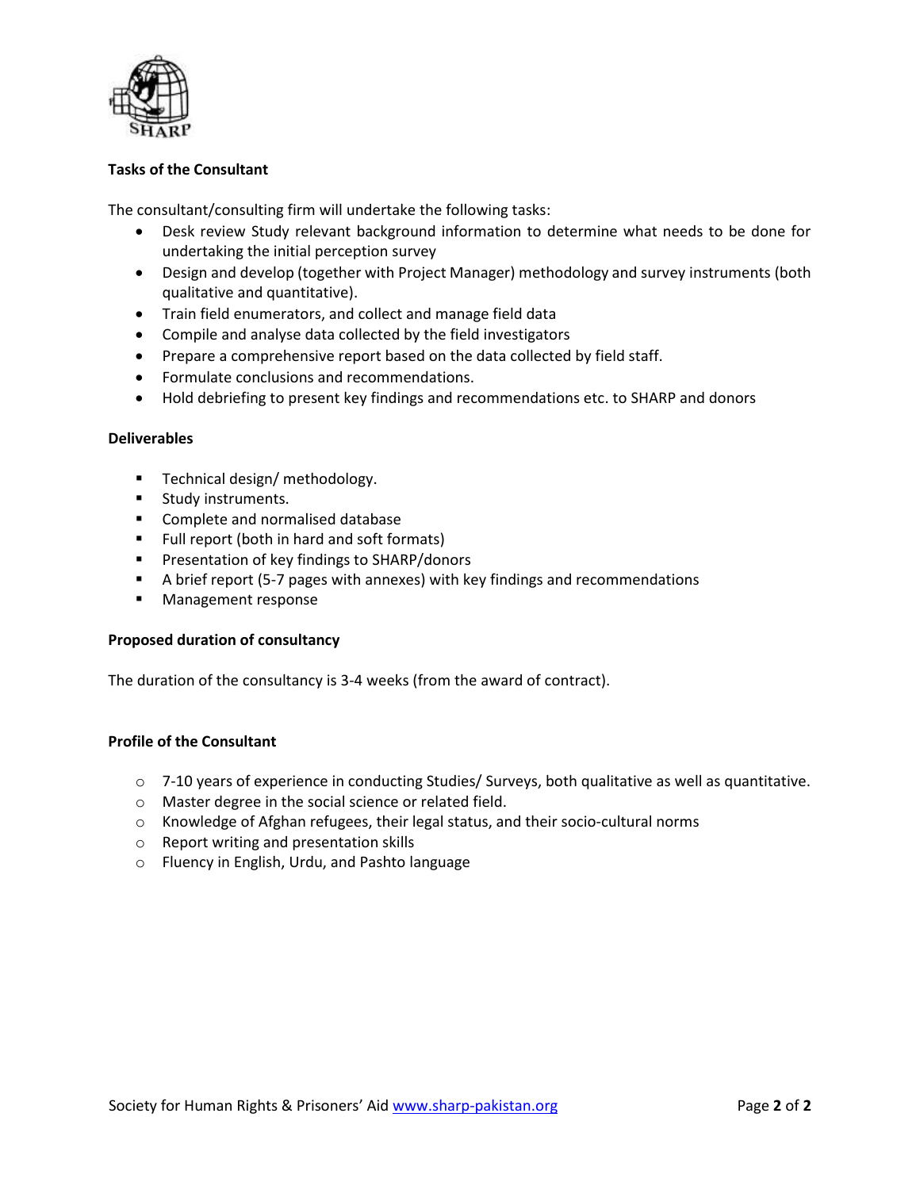**Tasks of the Consultant**

The consultant/consulting firm will undertake the following tasks:

- Desk review Study relevant background information to determine what needs to be done for undertaking the initial perception survey
- Design and develop (together with Project Manager) methodology and survey instruments (both qualitative and quantitative).
- Train field enumerators, and collect and manage field data
- Compile and analyse data collected by the field investigators
- Prepare a comprehensive report based on the data collected by field staff.
- Formulate conclusions and recommendations.
- Hold debriefing to present key findings and recommendations etc. to SHARP and donors

**Deliverables**

- Technical design/ methodology.
- Study instruments.
- Complete and normalised database
- Full report (both in hard and soft formats)
- Presentation of key findings to SHARP/donors
- A brief report (5-7 pages with annexes) with key findings and recommendations
- Management response

**Proposed duration of consultancy**

The duration of the consultancy is 3-4 weeks (from the award of contract).

**Profile of the Consultant**

- 7-10 years of experience in conducting Studies/ Surveys, both qualitative as well as quantitative.
- Master degree in the social science or related field.
- Knowledge of Afghan refugees, their legal status, and their socio-cultural norms
- Report writing and presentation skills
- Fluency in English, Urdu, and Pashto language